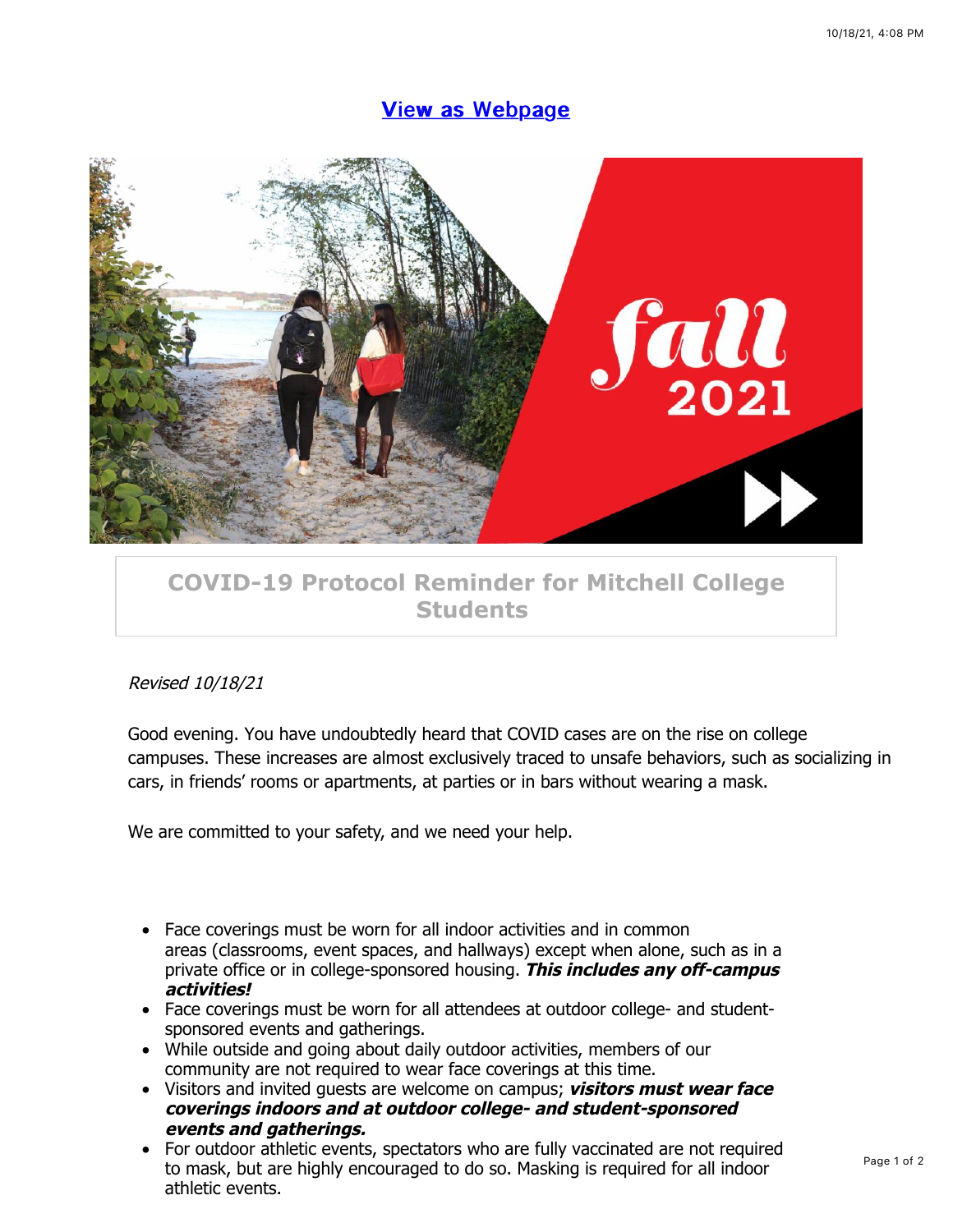[View as Webpage]

## COVID-19 Protocol Reminder for Mitchell College Students

*Revised 10/18/21*

Good evening. You have undoubtedly heard that COVID cases are on the rise on college campuses. These increases are almost exclusively traced to unsafe behaviors, such as socializing in cars, in friends' rooms or apartments, at parties or in bars without wearing a mask.

We are committed to your safety, and we need your help.

- Face coverings must be worn for all indoor activities and in common areas (classrooms, event spaces, and hallways) except when alone, such as in a private office or in college-sponsored housing. ***This includes any off-campus activities!***
- Face coverings must be worn for all attendees at outdoor college- and student-sponsored events and gatherings.
- While outside and going about daily outdoor activities, members of our community are not required to wear face coverings at this time.
- Visitors and invited guests are welcome on campus; ***visitors must wear face coverings indoors and at outdoor college- and student-sponsored events and gatherings.***
- For outdoor athletic events, spectators who are fully vaccinated are not required to mask, but are highly encouraged to do so. Masking is required for all indoor athletic events.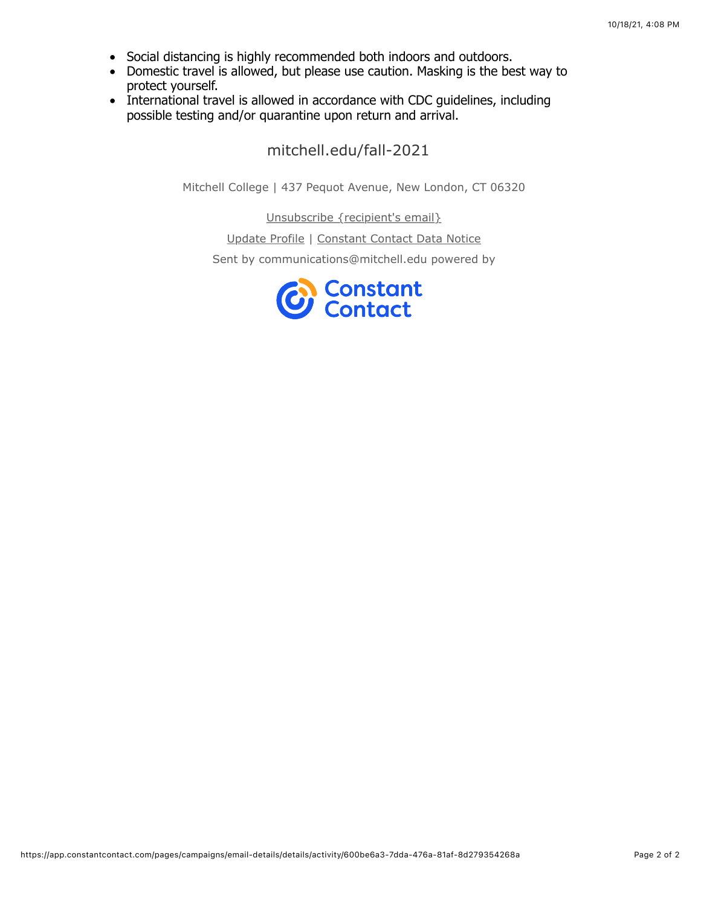- Social distancing is highly recommended both indoors and outdoors.
- Domestic travel is allowed, but please use caution. Masking is the best way to protect yourself.
- International travel is allowed in accordance with CDC guidelines, including possible testing and/or quarantine upon return and arrival.

mitchell.edu/fall-2021

Mitchell College | 437 Pequot Avenue, New London, CT 06320

Unsubscribe {recipient's email}

Update Profile | Constant Contact Data Notice

Sent by communications@mitchell.edu powered by

Constant Contact